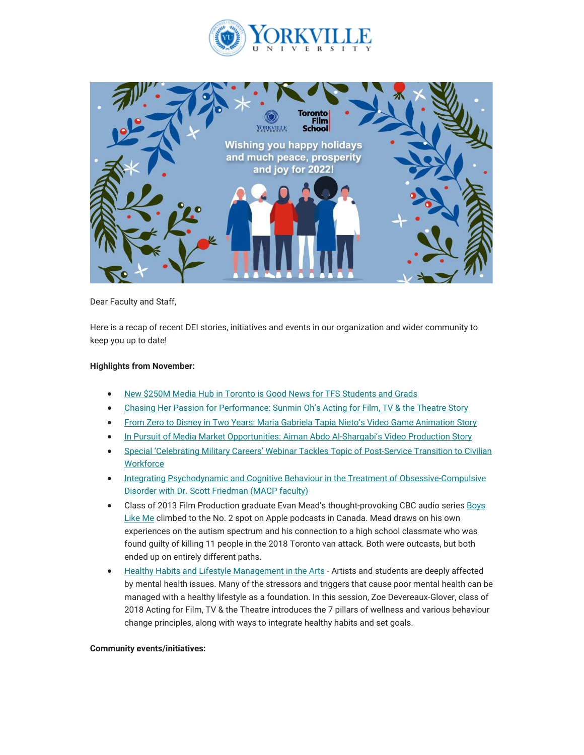Dear Faculty and Staff,

Here is a recap of recent DEI stories, initiatives and events in our organization and wider community to keep you up to date!

**Highlights from November:**

- New $250M Media Hub in Toronto is Good News for TFS Students and Grads
- Chasing Her Passion for Performance: Sunmin Oh's Acting for Film, TV & the Theatre Story
- From Zero to Disney in Two Years: Maria Gabriela Tapia Nieto's Video Game Animation Story
- In Pursuit of Media Market Opportunities: Aiman Abdo Al-Shargabi's Video Production Story
- Special 'Celebrating Military Careers' Webinar Tackles Topic of Post-Service Transition to Civilian Workforce
- Integrating Psychodynamic and Cognitive Behaviour in the Treatment of Obsessive-Compulsive Disorder with Dr. Scott Friedman (MACP faculty)
- Class of 2013 Film Production graduate Evan Mead's thought-provoking CBC audio series Boys Like Me climbed to the No. 2 spot on Apple podcasts in Canada. Mead draws on his own experiences on the autism spectrum and his connection to a high school classmate who was found guilty of killing 11 people in the 2018 Toronto van attack. Both were outcasts, but both ended up on entirely different paths.
- Healthy Habits and Lifestyle Management in the Arts - Artists and students are deeply affected by mental health issues. Many of the stressors and triggers that cause poor mental health can be managed with a healthy lifestyle as a foundation. In this session, Zoe Devereaux-Glover, class of 2018 Acting for Film, TV & the Theatre introduces the 7 pillars of wellness and various behaviour change principles, along with ways to integrate healthy habits and set goals.

**Community events/initiatives:**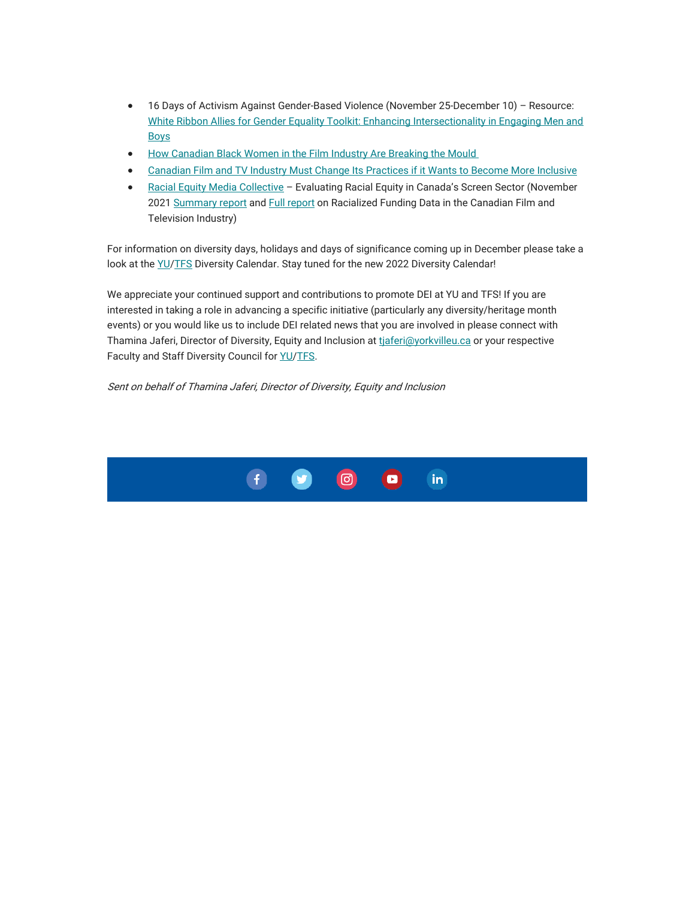- 16 Days of Activism Against Gender-Based Violence (November 25-December 10) – Resource: White Ribbon Allies for Gender Equality Toolkit: Enhancing Intersectionality in Engaging Men and Boys
- How Canadian Black Women in the Film Industry Are Breaking the Mould
- Canadian Film and TV Industry Must Change Its Practices if it Wants to Become More Inclusive
- Racial Equity Media Collective – Evaluating Racial Equity in Canada's Screen Sector (November 2021 Summary report and Full report on Racialized Funding Data in the Canadian Film and Television Industry)

For information on diversity days, holidays and days of significance coming up in December please take a look at the YU/TFS Diversity Calendar. Stay tuned for the new 2022 Diversity Calendar!

We appreciate your continued support and contributions to promote DEI at YU and TFS! If you are interested in taking a role in advancing a specific initiative (particularly any diversity/heritage month events) or you would like us to include DEI related news that you are involved in please connect with Thamina Jaferi, Director of Diversity, Equity and Inclusion at tjaferi@yorkvilleu.ca or your respective Faculty and Staff Diversity Council for YU/TFS.

*Sent on behalf of Thamina Jaferi, Director of Diversity, Equity and Inclusion*